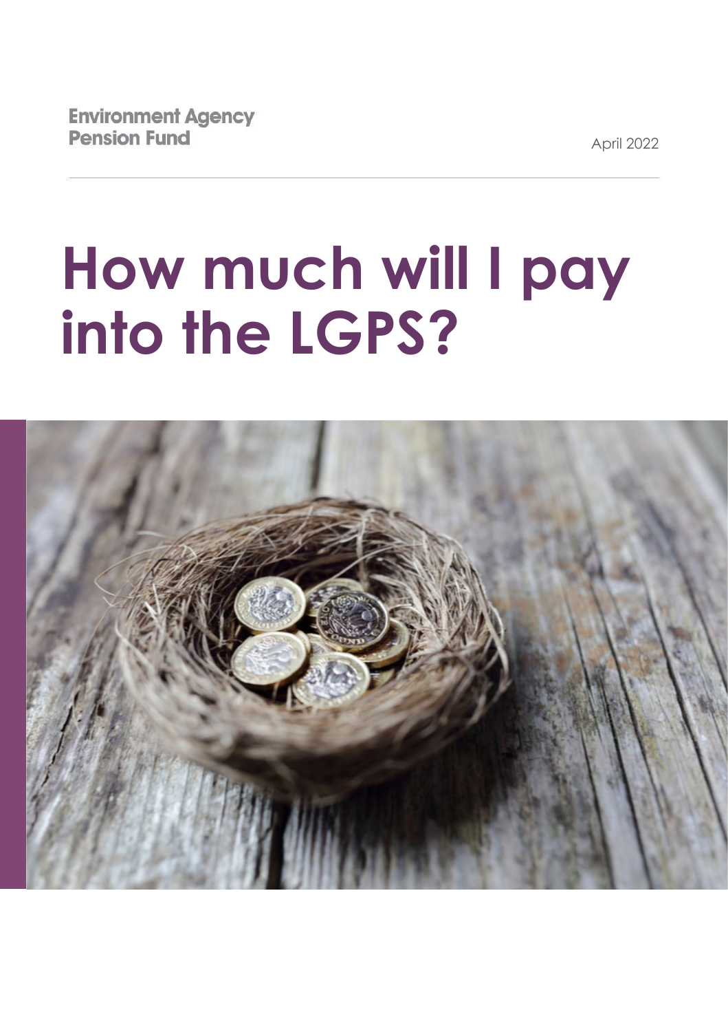Environment Agency
Pension Fund

April 2022

# How much will I pay into the LGPS?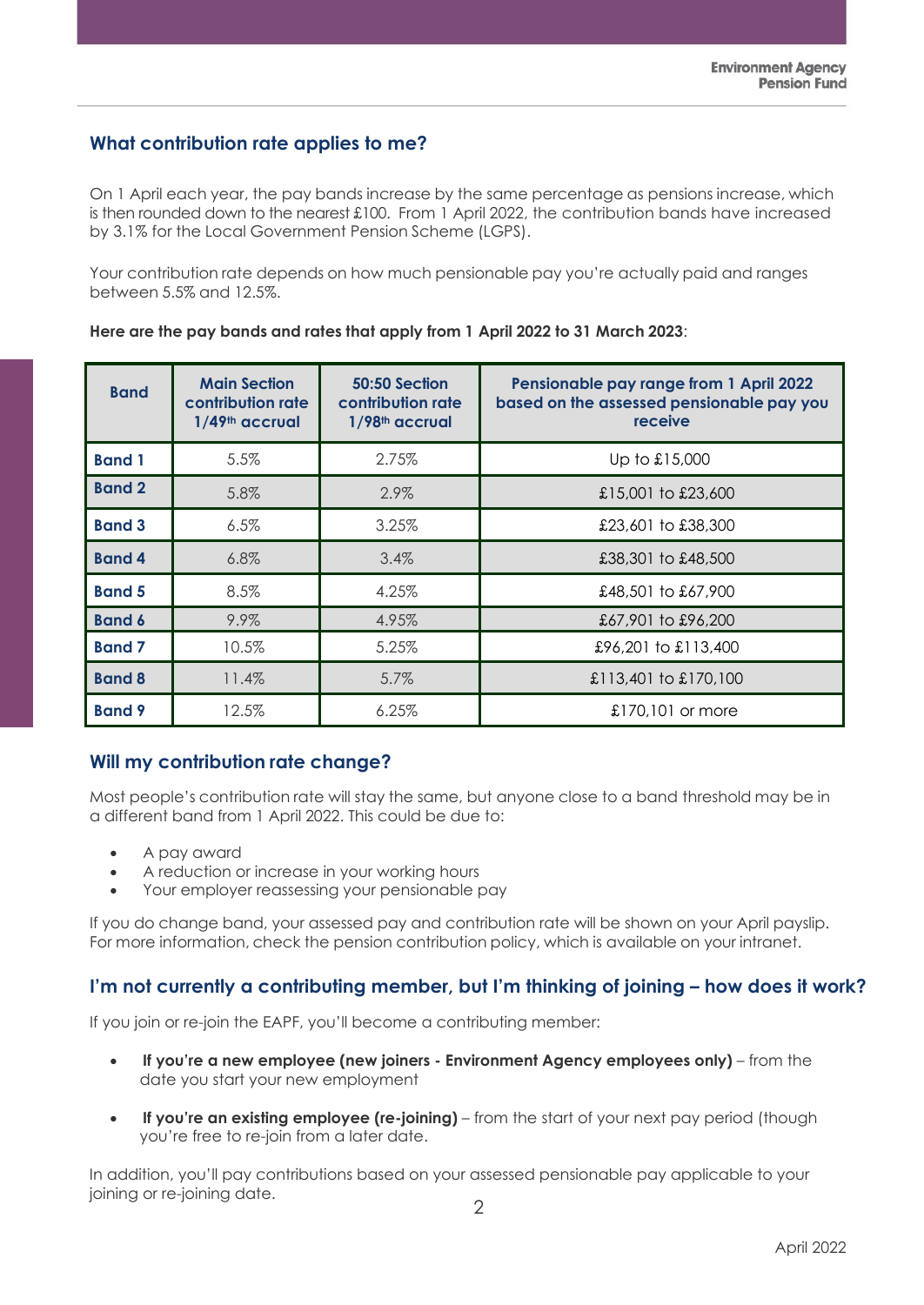## What contribution rate applies to me?

On 1 April each year, the pay bands increase by the same percentage as pensions increase, which is then rounded down to the nearest £100. From 1 April 2022, the contribution bands have increased by 3.1% for the Local Government Pension Scheme (LGPS).

Your contribution rate depends on how much pensionable pay you're actually paid and ranges between 5.5% and 12.5%.

**Here are the pay bands and rates that apply from 1 April 2022 to 31 March 2023**:

| Band | Main Section contribution rate 1/49th accrual | 50:50 Section contribution rate 1/98th accrual | Pensionable pay range from 1 April 2022 based on the assessed pensionable pay you receive |
|---|---|---|---|
| **Band 1** | 5.5% | 2.75% | Up to £15,000 |
| **Band 2** | 5.8% | 2.9% | £15,001 to £23,600 |
| **Band 3** | 6.5% | 3.25% | £23,601 to £38,300 |
| **Band 4** | 6.8% | 3.4% | £38,301 to £48,500 |
| **Band 5** | 8.5% | 4.25% | £48,501 to £67,900 |
| **Band 6** | 9.9% | 4.95% | £67,901 to £96,200 |
| **Band 7** | 10.5% | 5.25% | £96,201 to £113,400 |
| **Band 8** | 11.4% | 5.7% | £113,401 to £170,100 |
| **Band 9** | 12.5% | 6.25% | £170,101 or more |

## Will my contribution rate change?

Most people's contribution rate will stay the same, but anyone close to a band threshold may be in a different band from 1 April 2022. This could be due to:

- A pay award
- A reduction or increase in your working hours
- Your employer reassessing your pensionable pay

If you do change band, your assessed pay and contribution rate will be shown on your April payslip. For more information, check the pension contribution policy, which is available on your intranet.

## I'm not currently a contributing member, but I'm thinking of joining – how does it work?

If you join or re-join the EAPF, you'll become a contributing member:

- **If you're a new employee (new joiners - Environment Agency employees only)** – from the date you start your new employment

- **If you're an existing employee (re-joining)** – from the start of your next pay period (though you're free to re-join from a later date.

In addition, you'll pay contributions based on your assessed pensionable pay applicable to your joining or re-joining date.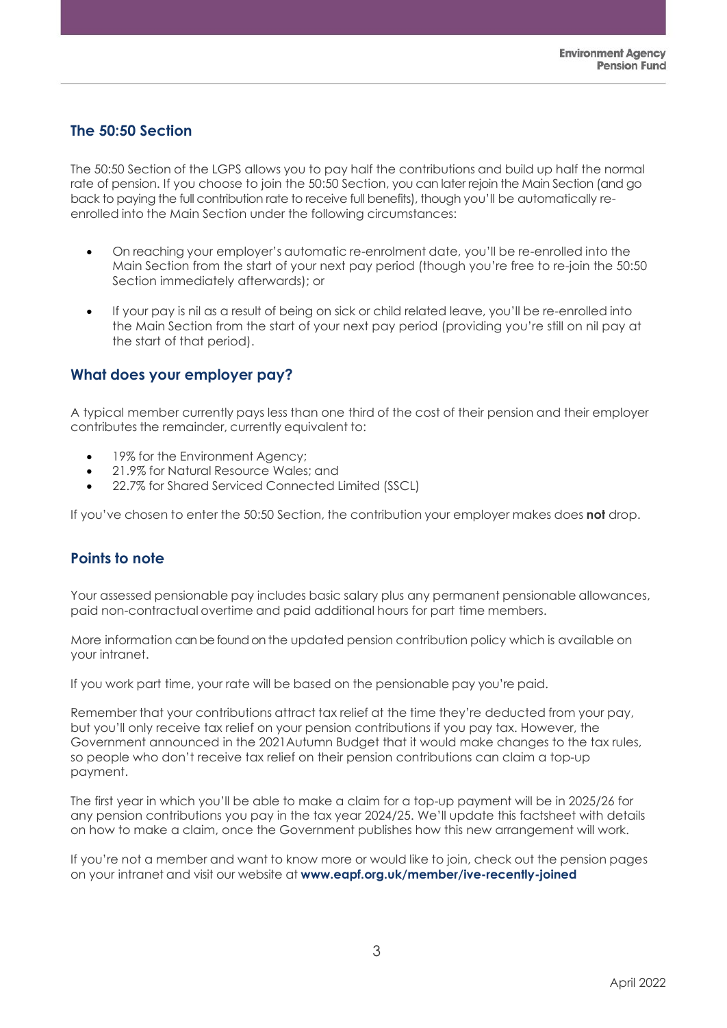## The 50:50 Section

The 50:50 Section of the LGPS allows you to pay half the contributions and build up half the normal rate of pension. If you choose to join the 50:50 Section, you can later rejoin the Main Section (and go back to paying the full contribution rate to receive full benefits), though you'll be automatically re-enrolled into the Main Section under the following circumstances:

- On reaching your employer's automatic re-enrolment date, you'll be re-enrolled into the Main Section from the start of your next pay period (though you're free to re-join the 50:50 Section immediately afterwards); or
- If your pay is nil as a result of being on sick or child related leave, you'll be re-enrolled into the Main Section from the start of your next pay period (providing you're still on nil pay at the start of that period).

## What does your employer pay?

A typical member currently pays less than one third of the cost of their pension and their employer contributes the remainder, currently equivalent to:

- 19% for the Environment Agency;
- 21.9% for Natural Resource Wales; and
- 22.7% for Shared Serviced Connected Limited (SSCL)

If you've chosen to enter the 50:50 Section, the contribution your employer makes does **not** drop.

## Points to note

Your assessed pensionable pay includes basic salary plus any permanent pensionable allowances, paid non-contractual overtime and paid additional hours for part time members.

More information can be found on the updated pension contribution policy which is available on your intranet.

If you work part time, your rate will be based on the pensionable pay you're paid.

Remember that your contributions attract tax relief at the time they're deducted from your pay, but you'll only receive tax relief on your pension contributions if you pay tax. However, the Government announced in the 2021Autumn Budget that it would make changes to the tax rules, so people who don't receive tax relief on their pension contributions can claim a top-up payment.

The first year in which you'll be able to make a claim for a top-up payment will be in 2025/26 for any pension contributions you pay in the tax year 2024/25. We'll update this factsheet with details on how to make a claim, once the Government publishes how this new arrangement will work.

If you're not a member and want to know more or would like to join, check out the pension pages on your intranet and visit our website at **www.eapf.org.uk/member/ive-recently-joined**

April 2022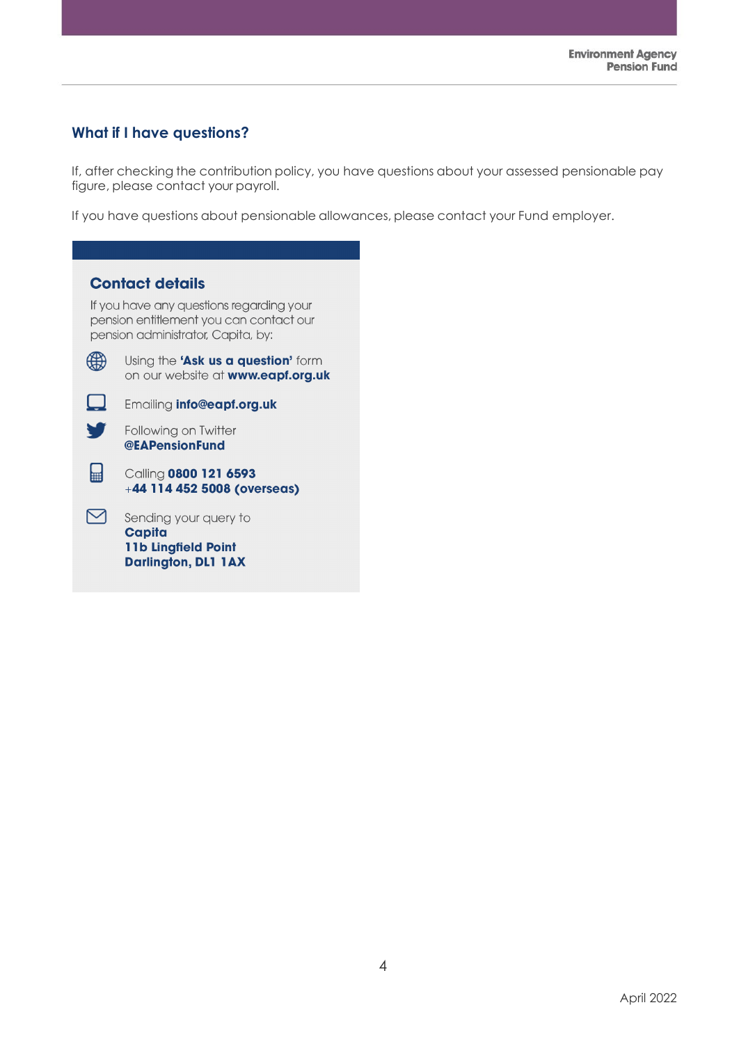## What if I have questions?

If, after checking the contribution policy, you have questions about your assessed pensionable pay figure, please contact your payroll.

If you have questions about pensionable allowances, please contact your Fund employer.

### Contact details

If you have any questions regarding your pension entitlement you can contact our pension administrator, Capita, by:

- Using the **'Ask us a question'** form on our website at **www.eapf.org.uk**
- Emailing **info@eapf.org.uk**
- Following on Twitter **@EAPensionFund**
- Calling **0800 121 6593** +**44 114 452 5008 (overseas)**
- Sending your query to
  **Capita**
  **11b Lingfield Point**
  **Darlington, DL1 1AX**

April 2022